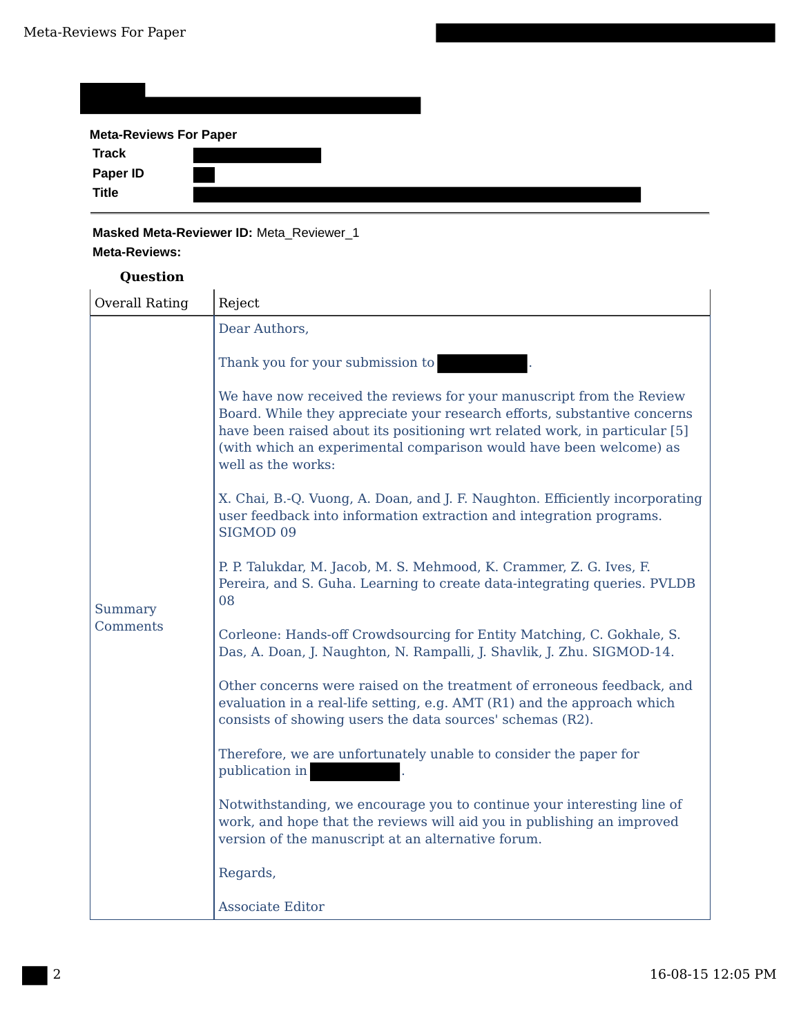## Meta-Reviews For Paper

**Track**

**Paper ID**

**Title**

---

**Masked Meta-Reviewer ID:** Meta_Reviewer_1

**Meta-Reviews:**

| Question | |
|---|---|
| Overall Rating | Reject |
| Summary Comments | Dear Authors,<br><br>Thank you for your submission to .<br><br>We have now received the reviews for your manuscript from the Review Board. While they appreciate your research efforts, substantive concerns have been raised about its positioning wrt related work, in particular [5] (with which an experimental comparison would have been welcome) as well as the works:<br><br>X. Chai, B.-Q. Vuong, A. Doan, and J. F. Naughton. Efficiently incorporating user feedback into information extraction and integration programs. SIGMOD 09<br><br>P. P. Talukdar, M. Jacob, M. S. Mehmood, K. Crammer, Z. G. Ives, F. Pereira, and S. Guha. Learning to create data-integrating queries. PVLDB 08<br><br>Corleone: Hands-off Crowdsourcing for Entity Matching, C. Gokhale, S. Das, A. Doan, J. Naughton, N. Rampalli, J. Shavlik, J. Zhu. SIGMOD-14.<br><br>Other concerns were raised on the treatment of erroneous feedback, and evaluation in a real-life setting, e.g. AMT (R1) and the approach which consists of showing users the data sources' schemas (R2).<br><br>Therefore, we are unfortunately unable to consider the paper for publication in .<br><br>Notwithstanding, we encourage you to continue your interesting line of work, and hope that the reviews will aid you in publishing an improved version of the manuscript at an alternative forum.<br><br>Regards,<br><br>Associate Editor |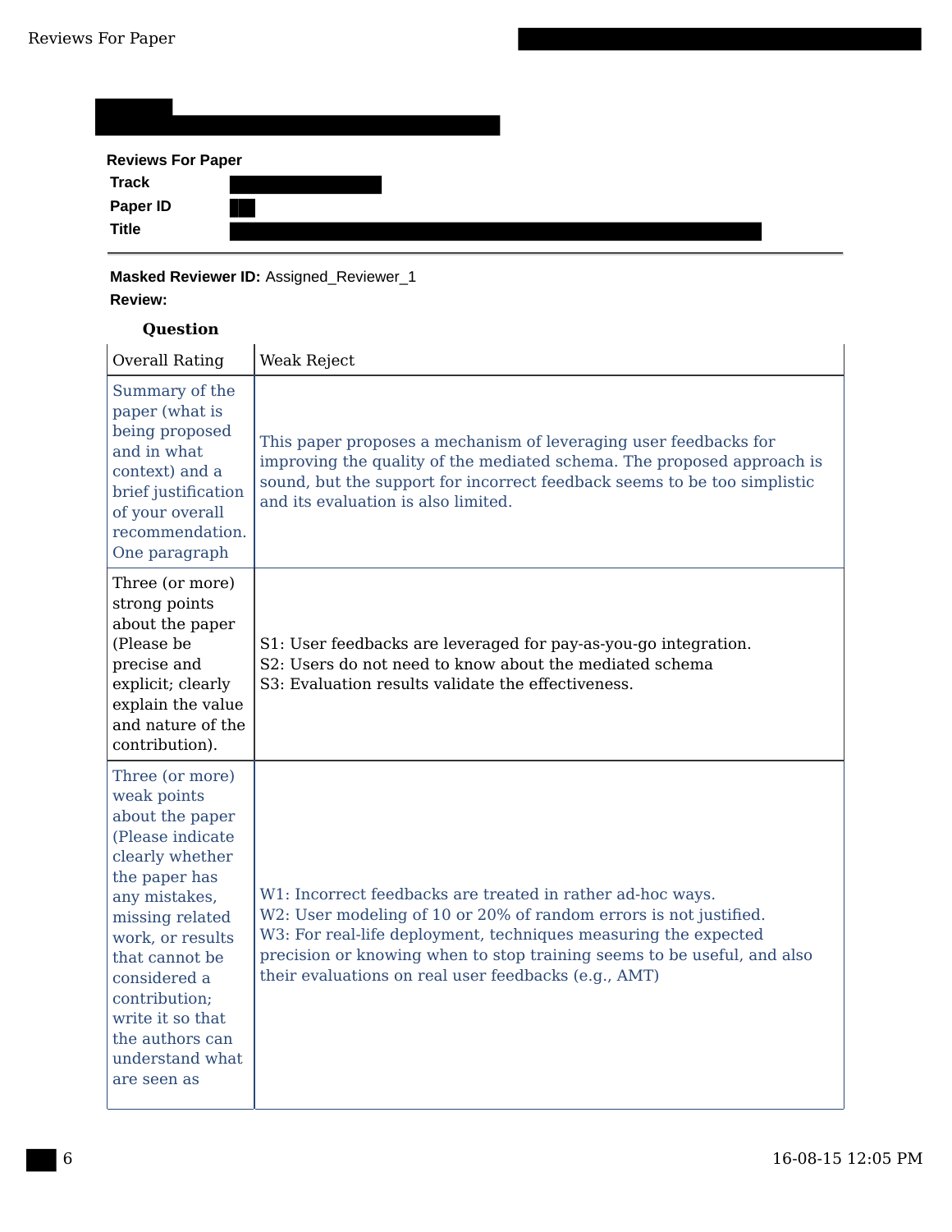**Reviews For Paper**

| | |
|---|---|
| **Track** | |
| **Paper ID** | |
| **Title** | |

---

**Masked Reviewer ID:** Assigned_Reviewer_1

**Review:**

| Question | |
|---|---|
| Overall Rating | Weak Reject |
| Summary of the paper (what is being proposed and in what context) and a brief justification of your overall recommendation. One paragraph | This paper proposes a mechanism of leveraging user feedbacks for improving the quality of the mediated schema. The proposed approach is sound, but the support for incorrect feedback seems to be too simplistic and its evaluation is also limited. |
| Three (or more) strong points about the paper (Please be precise and explicit; clearly explain the value and nature of the contribution). | S1: User feedbacks are leveraged for pay-as-you-go integration.<br>S2: Users do not need to know about the mediated schema<br>S3: Evaluation results validate the effectiveness. |
| Three (or more) weak points about the paper (Please indicate clearly whether the paper has any mistakes, missing related work, or results that cannot be considered a contribution; write it so that the authors can understand what are seen as | W1: Incorrect feedbacks are treated in rather ad-hoc ways.<br>W2: User modeling of 10 or 20% of random errors is not justified.<br>W3: For real-life deployment, techniques measuring the expected precision or knowing when to stop training seems to be useful, and also their evaluations on real user feedbacks (e.g., AMT) |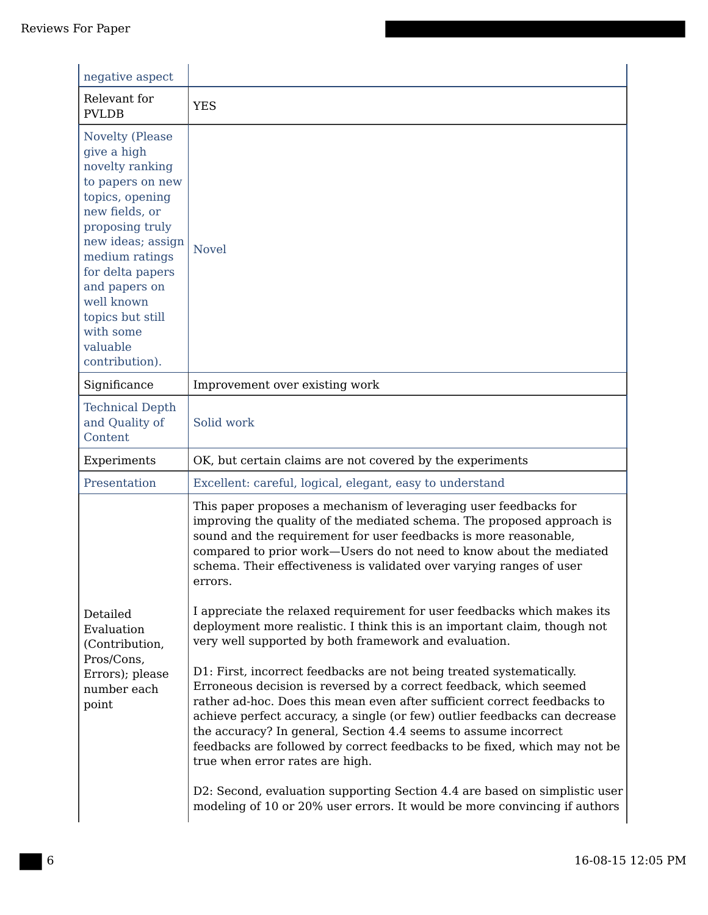| | |
|---|---|
| negative aspect | |
| Relevant for PVLDB | YES |
| Novelty (Please give a high novelty ranking to papers on new topics, opening new fields, or proposing truly new ideas; assign medium ratings for delta papers and papers on well known topics but still with some valuable contribution). | Novel |
| Significance | Improvement over existing work |
| Technical Depth and Quality of Content | Solid work |
| Experiments | OK, but certain claims are not covered by the experiments |
| Presentation | Excellent: careful, logical, elegant, easy to understand |
| Detailed Evaluation (Contribution, Pros/Cons, Errors); please number each point | This paper proposes a mechanism of leveraging user feedbacks for improving the quality of the mediated schema. The proposed approach is sound and the requirement for user feedbacks is more reasonable, compared to prior work—Users do not need to know about the mediated schema. Their effectiveness is validated over varying ranges of user errors.<br><br>I appreciate the relaxed requirement for user feedbacks which makes its deployment more realistic. I think this is an important claim, though not very well supported by both framework and evaluation.<br><br>D1: First, incorrect feedbacks are not being treated systematically. Erroneous decision is reversed by a correct feedback, which seemed rather ad-hoc. Does this mean even after sufficient correct feedbacks to achieve perfect accuracy, a single (or few) outlier feedbacks can decrease the accuracy? In general, Section 4.4 seems to assume incorrect feedbacks are followed by correct feedbacks to be fixed, which may not be true when error rates are high.<br><br>D2: Second, evaluation supporting Section 4.4 are based on simplistic user modeling of 10 or 20% user errors. It would be more convincing if authors |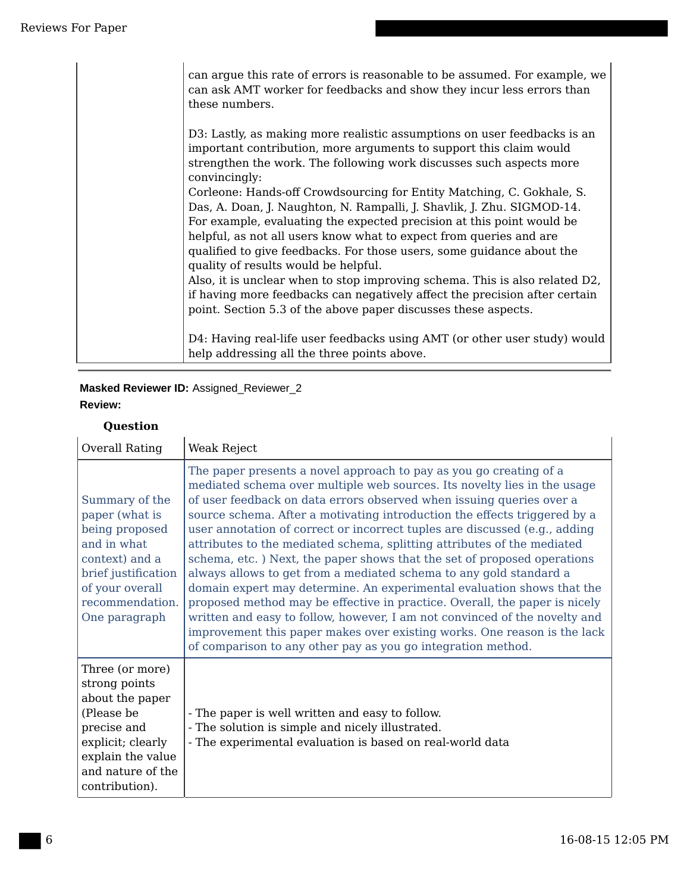| | |
|---|---|
| | can argue this rate of errors is reasonable to be assumed. For example, we can ask AMT worker for feedbacks and show they incur less errors than these numbers.<br><br>D3: Lastly, as making more realistic assumptions on user feedbacks is an important contribution, more arguments to support this claim would strengthen the work. The following work discusses such aspects more convincingly:<br>Corleone: Hands-off Crowdsourcing for Entity Matching, C. Gokhale, S. Das, A. Doan, J. Naughton, N. Rampalli, J. Shavlik, J. Zhu. SIGMOD-14.<br>For example, evaluating the expected precision at this point would be helpful, as not all users know what to expect from queries and are qualified to give feedbacks. For those users, some guidance about the quality of results would be helpful.<br>Also, it is unclear when to stop improving schema. This is also related D2, if having more feedbacks can negatively affect the precision after certain point. Section 5.3 of the above paper discusses these aspects.<br><br>D4: Having real-life user feedbacks using AMT (or other user study) would help addressing all the three points above. |

**Masked Reviewer ID:** Assigned_Reviewer_2

**Review:**

| Question | |
|---|---|
| Overall Rating | Weak Reject |
| Summary of the paper (what is being proposed and in what context) and a brief justification of your overall recommendation. One paragraph | The paper presents a novel approach to pay as you go creating of a mediated schema over multiple web sources. Its novelty lies in the usage of user feedback on data errors observed when issuing queries over a source schema. After a motivating introduction the effects triggered by a user annotation of correct or incorrect tuples are discussed (e.g., adding attributes to the mediated schema, splitting attributes of the mediated schema, etc. ) Next, the paper shows that the set of proposed operations always allows to get from a mediated schema to any gold standard a domain expert may determine. An experimental evaluation shows that the proposed method may be effective in practice. Overall, the paper is nicely written and easy to follow, however, I am not convinced of the novelty and improvement this paper makes over existing works. One reason is the lack of comparison to any other pay as you go integration method. |
| Three (or more) strong points about the paper (Please be precise and explicit; clearly explain the value and nature of the contribution). | - The paper is well written and easy to follow.<br>- The solution is simple and nicely illustrated.<br>- The experimental evaluation is based on real-world data |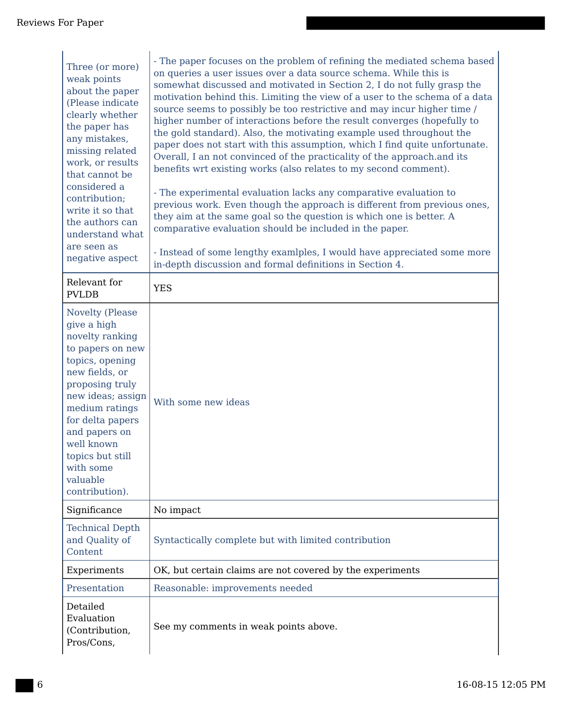| | |
|---|---|
| Three (or more) weak points about the paper (Please indicate clearly whether the paper has any mistakes, missing related work, or results that cannot be considered a contribution; write it so that the authors can understand what are seen as negative aspect | - The paper focuses on the problem of refining the mediated schema based on queries a user issues over a data source schema. While this is somewhat discussed and motivated in Section 2, I do not fully grasp the motivation behind this. Limiting the view of a user to the schema of a data source seems to possibly be too restrictive and may incur higher time / higher number of interactions before the result converges (hopefully to the gold standard). Also, the motivating example used throughout the paper does not start with this assumption, which I find quite unfortunate. Overall, I an not convinced of the practicality of the approach.and its benefits wrt existing works (also relates to my second comment).<br><br>- The experimental evaluation lacks any comparative evaluation to previous work. Even though the approach is different from previous ones, they aim at the same goal so the question is which one is better. A comparative evaluation should be included in the paper.<br><br>- Instead of some lengthy examlples, I would have appreciated some more in-depth discussion and formal definitions in Section 4. |
| Relevant for PVLDB | YES |
| Novelty (Please give a high novelty ranking to papers on new topics, opening new fields, or proposing truly new ideas; assign medium ratings for delta papers and papers on well known topics but still with some valuable contribution). | With some new ideas |
| Significance | No impact |
| Technical Depth and Quality of Content | Syntactically complete but with limited contribution |
| Experiments | OK, but certain claims are not covered by the experiments |
| Presentation | Reasonable: improvements needed |
| Detailed Evaluation (Contribution, Pros/Cons, | See my comments in weak points above. |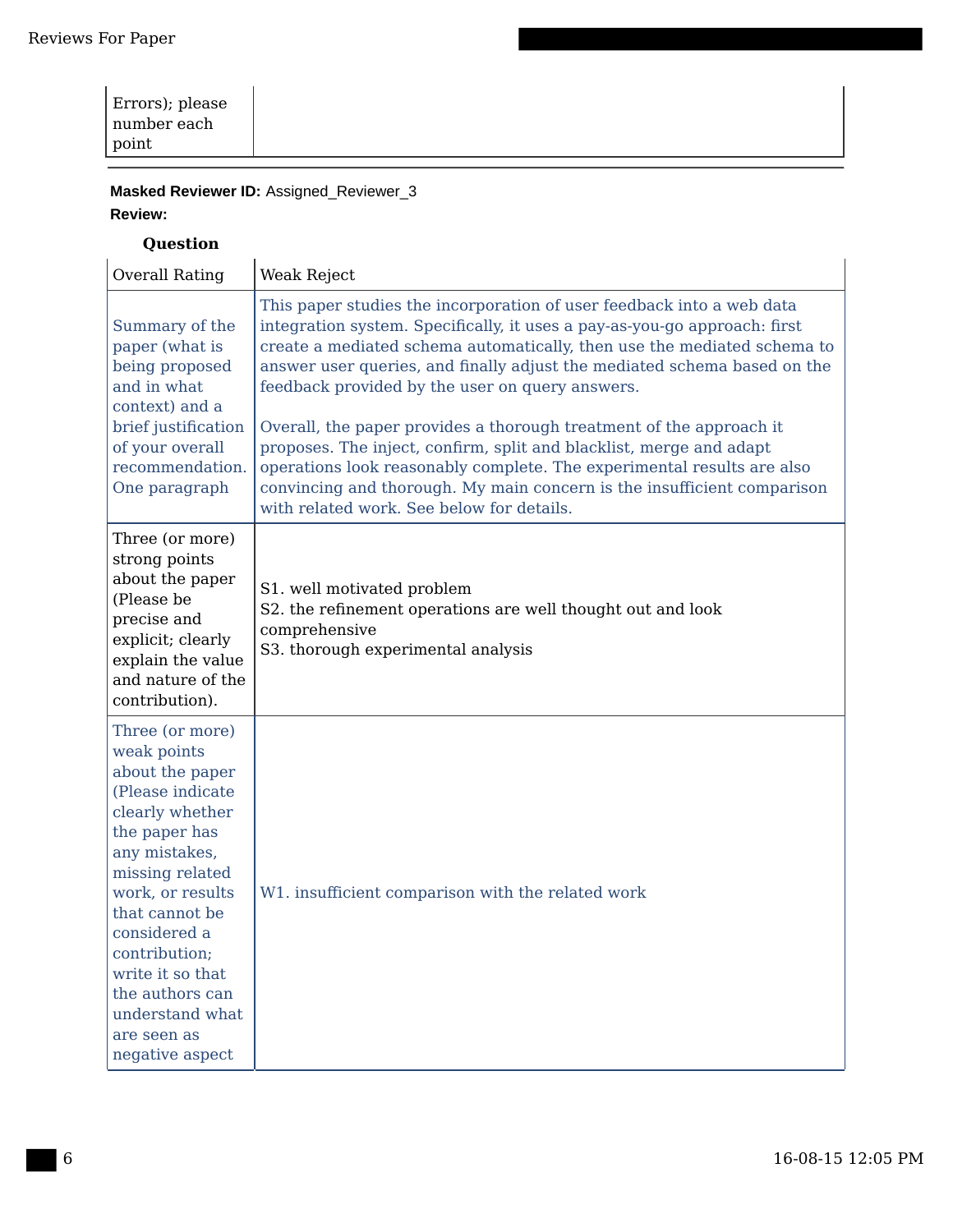| Errors); please number each point | |
|---|---|

**Masked Reviewer ID:** Assigned_Reviewer_3

**Review:**

| **Question** | |
|---|---|
| Overall Rating | Weak Reject |
| Summary of the paper (what is being proposed and in what context) and a brief justification of your overall recommendation. One paragraph | This paper studies the incorporation of user feedback into a web data integration system. Specifically, it uses a pay-as-you-go approach: first create a mediated schema automatically, then use the mediated schema to answer user queries, and finally adjust the mediated schema based on the feedback provided by the user on query answers.<br><br>Overall, the paper provides a thorough treatment of the approach it proposes. The inject, confirm, split and blacklist, merge and adapt operations look reasonably complete. The experimental results are also convincing and thorough. My main concern is the insufficient comparison with related work. See below for details. |
| Three (or more) strong points about the paper (Please be precise and explicit; clearly explain the value and nature of the contribution). | S1. well motivated problem<br>S2. the refinement operations are well thought out and look comprehensive<br>S3. thorough experimental analysis |
| Three (or more) weak points about the paper (Please indicate clearly whether the paper has any mistakes, missing related work, or results that cannot be considered a contribution; write it so that the authors can understand what are seen as negative aspect | W1. insufficient comparison with the related work |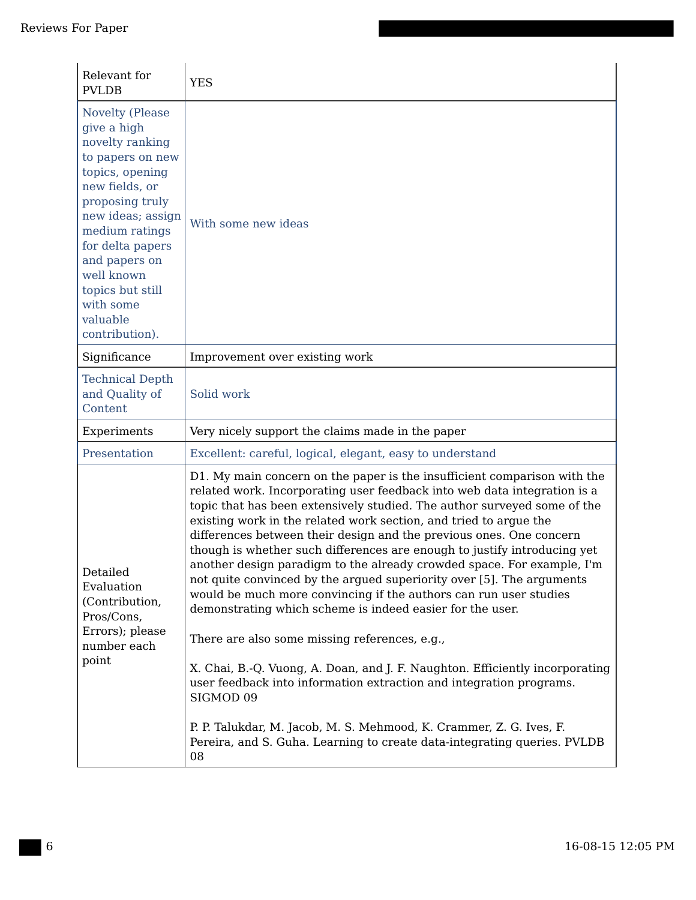| | |
|---|---|
| Relevant for PVLDB | YES |
| Novelty (Please give a high novelty ranking to papers on new topics, opening new fields, or proposing truly new ideas; assign medium ratings for delta papers and papers on well known topics but still with some valuable contribution). | With some new ideas |
| Significance | Improvement over existing work |
| Technical Depth and Quality of Content | Solid work |
| Experiments | Very nicely support the claims made in the paper |
| Presentation | Excellent: careful, logical, elegant, easy to understand |
| Detailed Evaluation (Contribution, Pros/Cons, Errors); please number each point | D1. My main concern on the paper is the insufficient comparison with the related work. Incorporating user feedback into web data integration is a topic that has been extensively studied. The author surveyed some of the existing work in the related work section, and tried to argue the differences between their design and the previous ones. One concern though is whether such differences are enough to justify introducing yet another design paradigm to the already crowded space. For example, I'm not quite convinced by the argued superiority over [5]. The arguments would be much more convincing if the authors can run user studies demonstrating which scheme is indeed easier for the user.<br><br>There are also some missing references, e.g.,<br><br>X. Chai, B.-Q. Vuong, A. Doan, and J. F. Naughton. Efficiently incorporating user feedback into information extraction and integration programs. SIGMOD 09<br><br>P. P. Talukdar, M. Jacob, M. S. Mehmood, K. Crammer, Z. G. Ives, F. Pereira, and S. Guha. Learning to create data-integrating queries. PVLDB 08 |